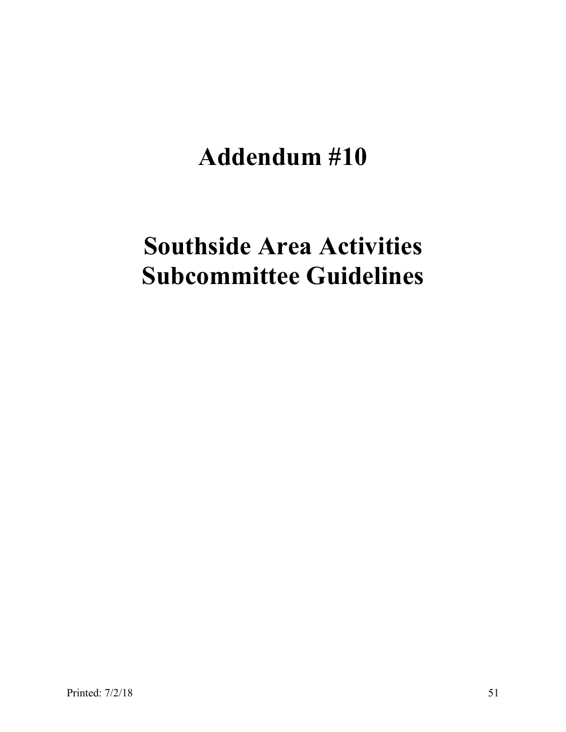# Addendum #10

# Southside Area Activities Subcommittee Guidelines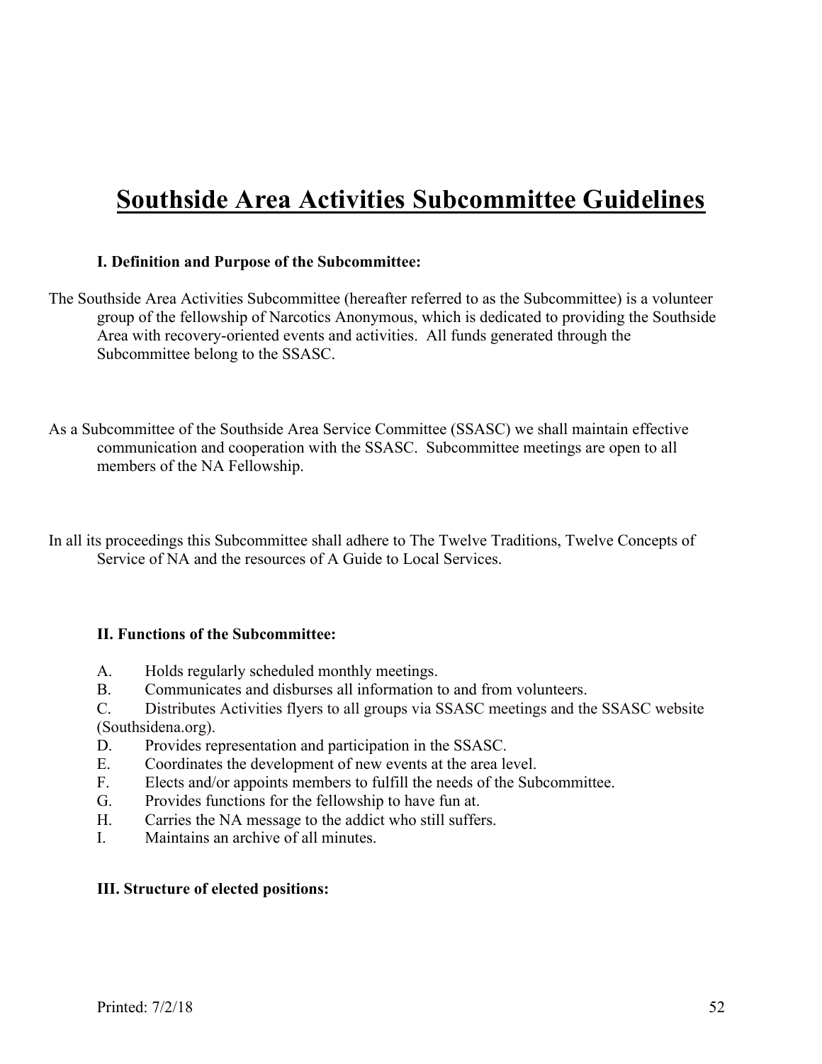# Southside Area Activities Subcommittee Guidelines

### I. Definition and Purpose of the Subcommittee:

The Southside Area Activities Subcommittee (hereafter referred to as the Subcommittee) is a volunteer group of the fellowship of Narcotics Anonymous, which is dedicated to providing the Southside Area with recovery-oriented events and activities. All funds generated through the Subcommittee belong to the SSASC.

As a Subcommittee of the Southside Area Service Committee (SSASC) we shall maintain effective communication and cooperation with the SSASC. Subcommittee meetings are open to all members of the NA Fellowship.

In all its proceedings this Subcommittee shall adhere to The Twelve Traditions, Twelve Concepts of Service of NA and the resources of A Guide to Local Services.

### II. Functions of the Subcommittee:

A. Holds regularly scheduled monthly meetings.
B. Communicates and disburses all information to and from volunteers.
C. Distributes Activities flyers to all groups via SSASC meetings and the SSASC website (Southsidena.org).
D. Provides representation and participation in the SSASC.
E. Coordinates the development of new events at the area level.
F. Elects and/or appoints members to fulfill the needs of the Subcommittee.
G. Provides functions for the fellowship to have fun at.
H. Carries the NA message to the addict who still suffers.
I. Maintains an archive of all minutes.

### III. Structure of elected positions: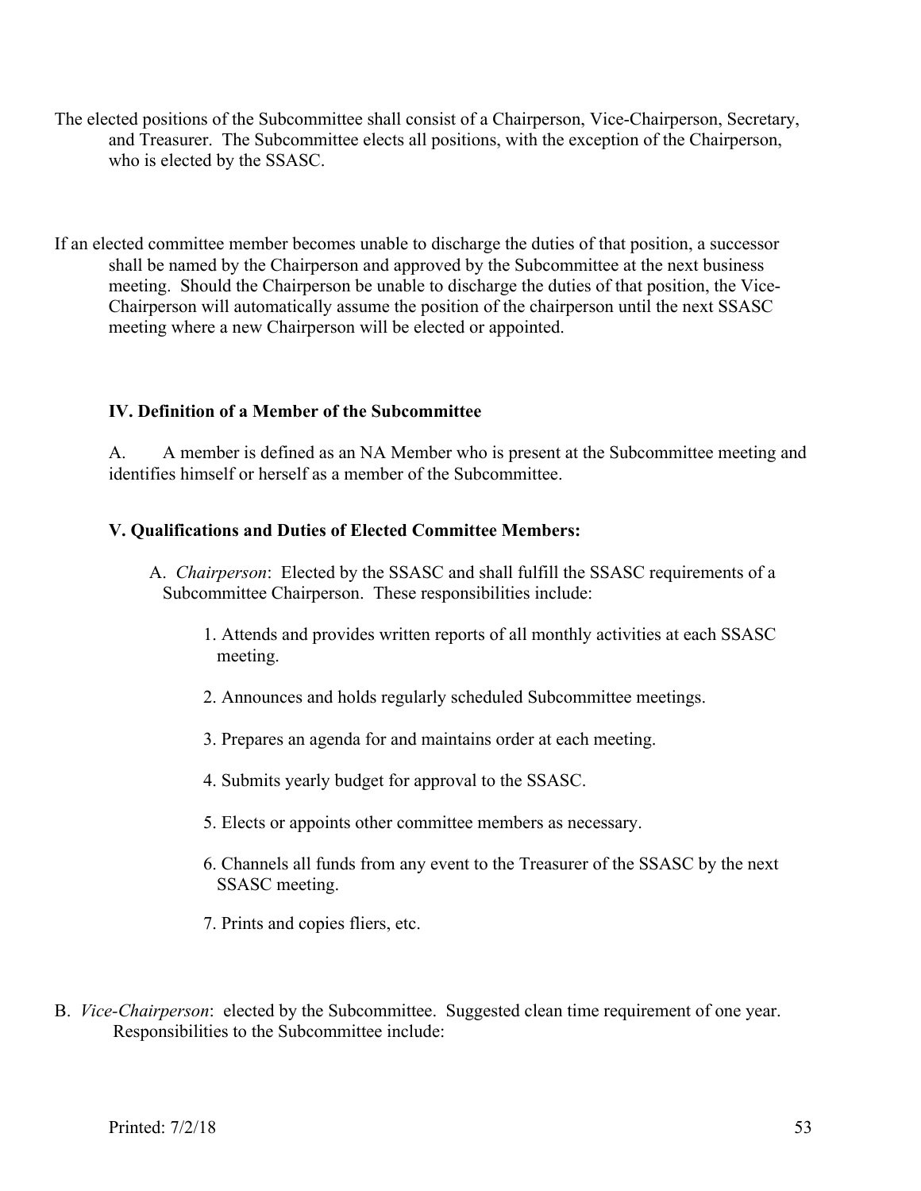The elected positions of the Subcommittee shall consist of a Chairperson, Vice-Chairperson, Secretary, and Treasurer. The Subcommittee elects all positions, with the exception of the Chairperson, who is elected by the SSASC.

If an elected committee member becomes unable to discharge the duties of that position, a successor shall be named by the Chairperson and approved by the Subcommittee at the next business meeting. Should the Chairperson be unable to discharge the duties of that position, the Vice-Chairperson will automatically assume the position of the chairperson until the next SSASC meeting where a new Chairperson will be elected or appointed.

### IV. Definition of a Member of the Subcommittee

A. A member is defined as an NA Member who is present at the Subcommittee meeting and identifies himself or herself as a member of the Subcommittee.

### V. Qualifications and Duties of Elected Committee Members:

A. *Chairperson*: Elected by the SSASC and shall fulfill the SSASC requirements of a Subcommittee Chairperson. These responsibilities include:

1. Attends and provides written reports of all monthly activities at each SSASC meeting.
2. Announces and holds regularly scheduled Subcommittee meetings.
3. Prepares an agenda for and maintains order at each meeting.
4. Submits yearly budget for approval to the SSASC.
5. Elects or appoints other committee members as necessary.
6. Channels all funds from any event to the Treasurer of the SSASC by the next SSASC meeting.
7. Prints and copies fliers, etc.

B. *Vice-Chairperson*: elected by the Subcommittee. Suggested clean time requirement of one year. Responsibilities to the Subcommittee include: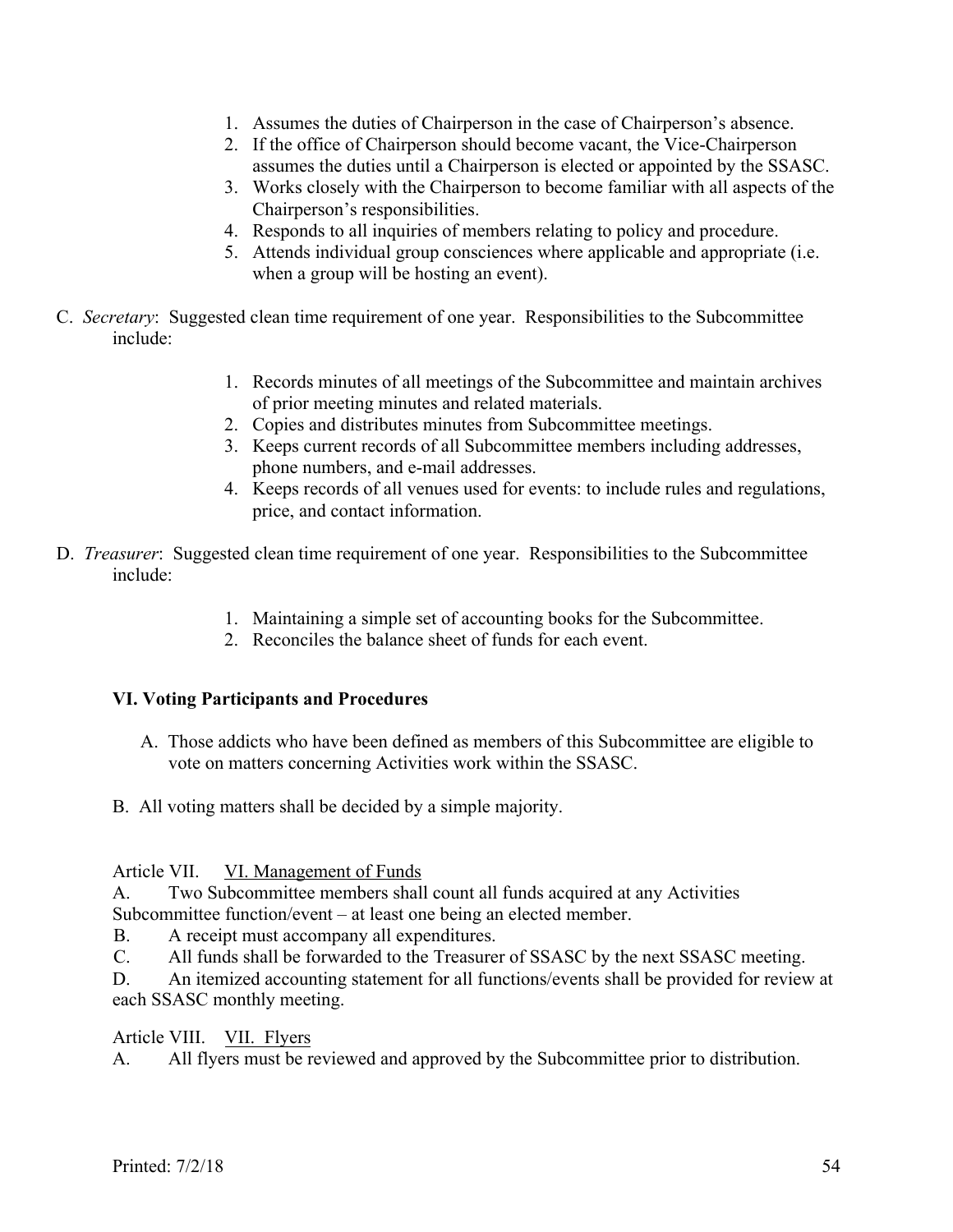1. Assumes the duties of Chairperson in the case of Chairperson's absence.
2. If the office of Chairperson should become vacant, the Vice-Chairperson assumes the duties until a Chairperson is elected or appointed by the SSASC.
3. Works closely with the Chairperson to become familiar with all aspects of the Chairperson's responsibilities.
4. Responds to all inquiries of members relating to policy and procedure.
5. Attends individual group consciences where applicable and appropriate (i.e. when a group will be hosting an event).

C. *Secretary*: Suggested clean time requirement of one year. Responsibilities to the Subcommittee include:

1. Records minutes of all meetings of the Subcommittee and maintain archives of prior meeting minutes and related materials.
2. Copies and distributes minutes from Subcommittee meetings.
3. Keeps current records of all Subcommittee members including addresses, phone numbers, and e-mail addresses.
4. Keeps records of all venues used for events: to include rules and regulations, price, and contact information.

D. *Treasurer*: Suggested clean time requirement of one year. Responsibilities to the Subcommittee include:

1. Maintaining a simple set of accounting books for the Subcommittee.
2. Reconciles the balance sheet of funds for each event.

**VI. Voting Participants and Procedures**

A. Those addicts who have been defined as members of this Subcommittee are eligible to vote on matters concerning Activities work within the SSASC.

B. All voting matters shall be decided by a simple majority.

Article VII. VI. Management of Funds

A. Two Subcommittee members shall count all funds acquired at any Activities Subcommittee function/event – at least one being an elected member.

B. A receipt must accompany all expenditures.

C. All funds shall be forwarded to the Treasurer of SSASC by the next SSASC meeting.

D. An itemized accounting statement for all functions/events shall be provided for review at each SSASC monthly meeting.

Article VIII. VII. Flyers

A. All flyers must be reviewed and approved by the Subcommittee prior to distribution.

Printed: 7/2/18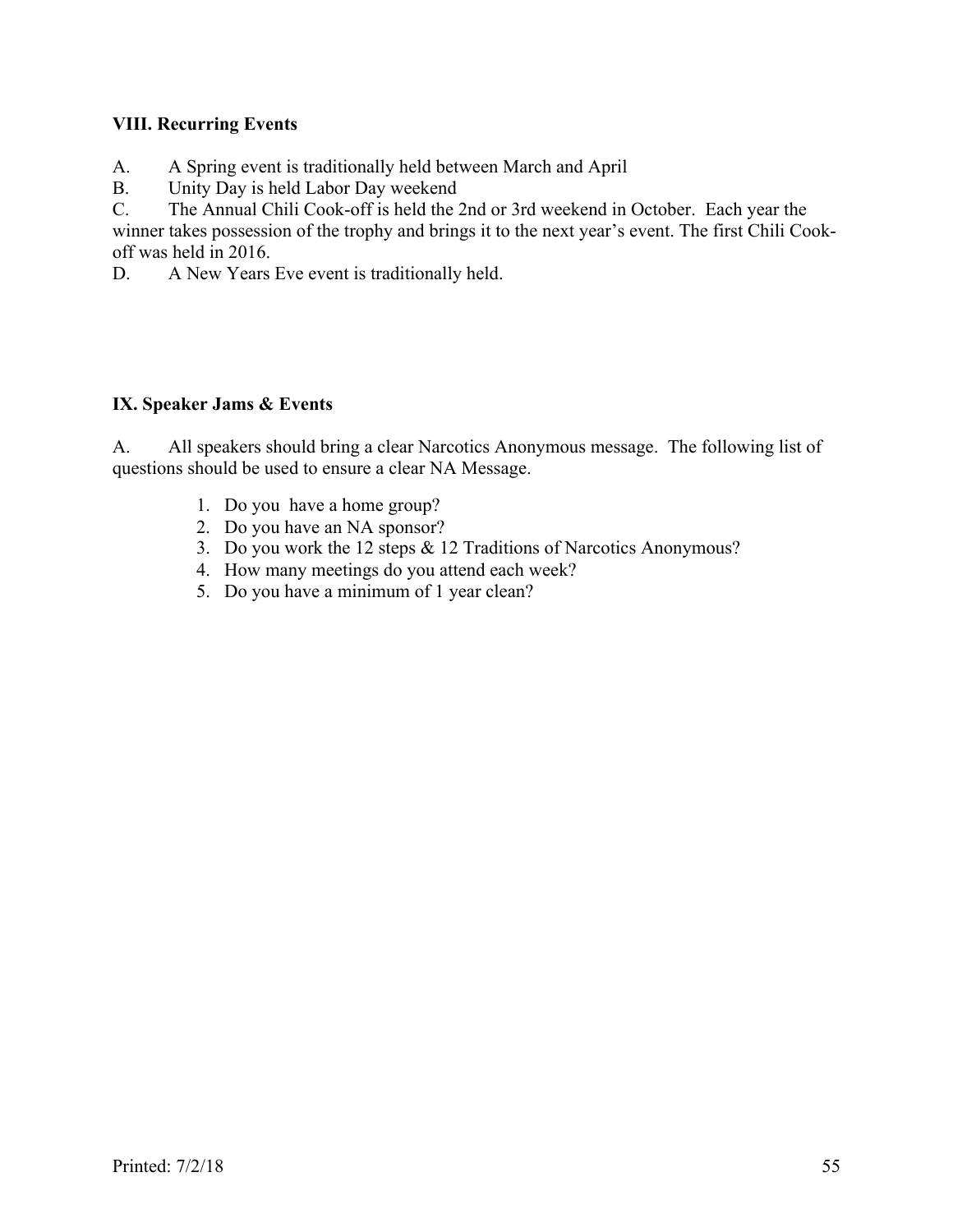## VIII. Recurring Events

A. A Spring event is traditionally held between March and April

B. Unity Day is held Labor Day weekend

C. The Annual Chili Cook-off is held the 2nd or 3rd weekend in October. Each year the winner takes possession of the trophy and brings it to the next year's event. The first Chili Cook-off was held in 2016.

D. A New Years Eve event is traditionally held.

## IX. Speaker Jams & Events

A. All speakers should bring a clear Narcotics Anonymous message. The following list of questions should be used to ensure a clear NA Message.

1. Do you have a home group?
2. Do you have an NA sponsor?
3. Do you work the 12 steps & 12 Traditions of Narcotics Anonymous?
4. How many meetings do you attend each week?
5. Do you have a minimum of 1 year clean?